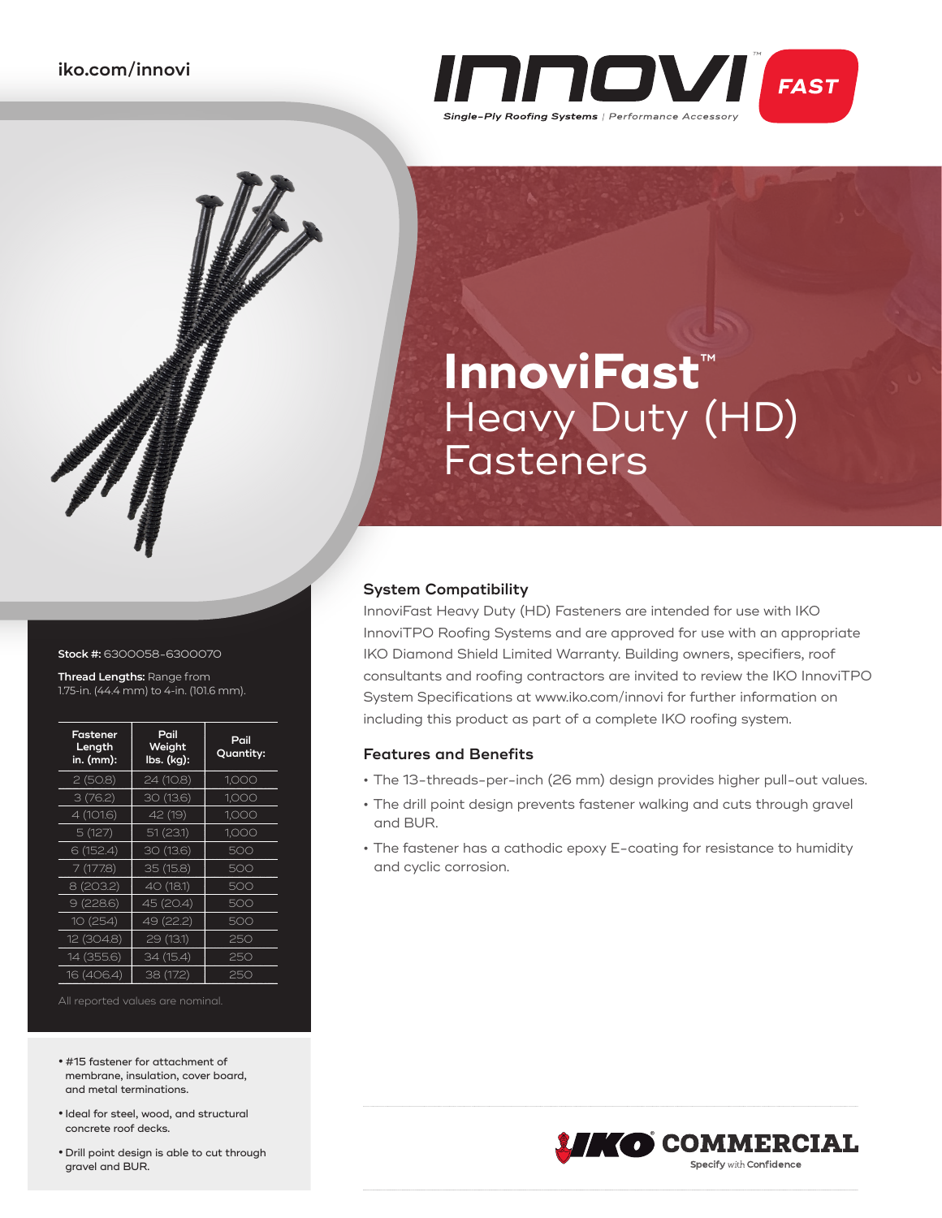iko.com/innovi

INNOVI™ FAST

*Single-Ply Roofing Systems | Performance Accessory*

# InnoviFast™ Heavy Duty (HD) Fasteners

**Stock #:** 6300058-6300070

**Thread Lengths:** Range from 1.75-in. (44.4 mm) to 4-in. (101.6 mm).

| Fastener Length in. (mm): | Pail Weight lbs. (kg): | Pail Quantity: |
|---|---|---|
| 2 (50.8) | 24 (10.8) | 1,000 |
| 3 (76.2) | 30 (13.6) | 1,000 |
| 4 (101.6) | 42 (19) | 1,000 |
| 5 (127) | 51 (23.1) | 1,000 |
| 6 (152.4) | 30 (13.6) | 500 |
| 7 (177.8) | 35 (15.8) | 500 |
| 8 (203.2) | 40 (18.1) | 500 |
| 9 (228.6) | 45 (20.4) | 500 |
| 10 (254) | 49 (22.2) | 500 |
| 12 (304.8) | 29 (13.1) | 250 |
| 14 (355.6) | 34 (15.4) | 250 |
| 16 (406.4) | 38 (17.2) | 250 |

All reported values are nominal.

- #15 fastener for attachment of membrane, insulation, cover board, and metal terminations.
- Ideal for steel, wood, and structural concrete roof decks.
- Drill point design is able to cut through gravel and BUR.

## System Compatibility

InnoviFast Heavy Duty (HD) Fasteners are intended for use with IKO InnoviTPO Roofing Systems and are approved for use with an appropriate IKO Diamond Shield Limited Warranty. Building owners, specifiers, roof consultants and roofing contractors are invited to review the IKO InnoviTPO System Specifications at www.iko.com/innovi for further information on including this product as part of a complete IKO roofing system.

## Features and Benefits

- The 13-threads-per-inch (26 mm) design provides higher pull-out values.
- The drill point design prevents fastener walking and cuts through gravel and BUR.
- The fastener has a cathodic epoxy E-coating for resistance to humidity and cyclic corrosion.

IKO COMMERCIAL
Specify with Confidence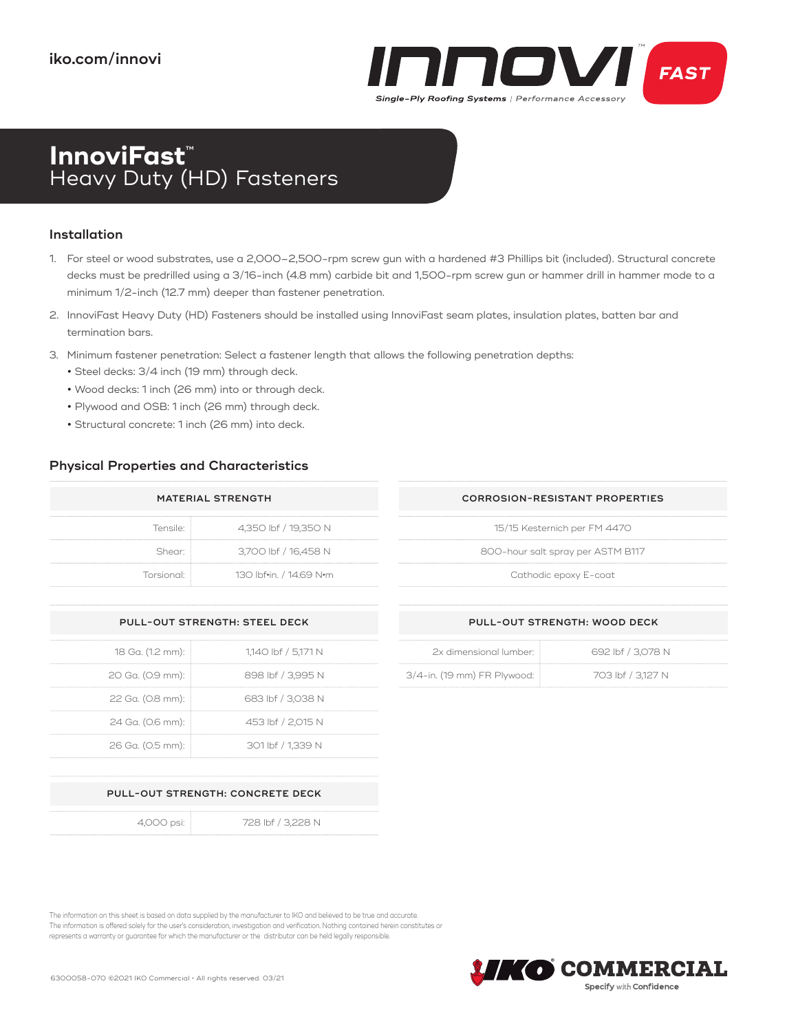iko.com/innovi

# InnoviFast™
## Heavy Duty (HD) Fasteners

### Installation

1. For steel or wood substrates, use a 2,000–2,500-rpm screw gun with a hardened #3 Phillips bit (included). Structural concrete decks must be predrilled using a 3/16-inch (4.8 mm) carbide bit and 1,500-rpm screw gun or hammer drill in hammer mode to a minimum 1/2-inch (12.7 mm) deeper than fastener penetration.
2. InnoviFast Heavy Duty (HD) Fasteners should be installed using InnoviFast seam plates, insulation plates, batten bar and termination bars.
3. Minimum fastener penetration: Select a fastener length that allows the following penetration depths:
   - Steel decks: 3/4 inch (19 mm) through deck.
   - Wood decks: 1 inch (26 mm) into or through deck.
   - Plywood and OSB: 1 inch (26 mm) through deck.
   - Structural concrete: 1 inch (26 mm) into deck.

### Physical Properties and Characteristics

| MATERIAL STRENGTH | |
|---|---|
| Tensile: | 4,350 lbf / 19,350 N |
| Shear: | 3,700 lbf / 16,458 N |
| Torsional: | 130 lbf•in. / 14.69 N•m |

| PULL-OUT STRENGTH: STEEL DECK | |
|---|---|
| 18 Ga. (1.2 mm): | 1,140 lbf / 5,171 N |
| 20 Ga. (0.9 mm): | 898 lbf / 3,995 N |
| 22 Ga. (0.8 mm): | 683 lbf / 3,038 N |
| 24 Ga. (0.6 mm): | 453 lbf / 2,015 N |
| 26 Ga. (0.5 mm): | 301 lbf / 1,339 N |

| PULL-OUT STRENGTH: CONCRETE DECK | |
|---|---|
| 4,000 psi: | 728 lbf / 3,228 N |

| CORROSION-RESISTANT PROPERTIES |
|---|
| 15/15 Kesternich per FM 4470 |
| 800-hour salt spray per ASTM B117 |
| Cathodic epoxy E-coat |

| PULL-OUT STRENGTH: WOOD DECK | |
|---|---|
| 2x dimensional lumber: | 692 lbf / 3,078 N |
| 3/4-in. (19 mm) FR Plywood: | 703 lbf / 3,127 N |

The information on this sheet is based on data supplied by the manufacturer to IKO and believed to be true and accurate. The information is offered solely for the user's consideration, investigation and verification. Nothing contained herein constitutes or represents a warranty or guarantee for which the manufacturer or the distributor can be held legally responsible.

6300058-070 ©2021 IKO Commercial • All rights reserved. 03/21